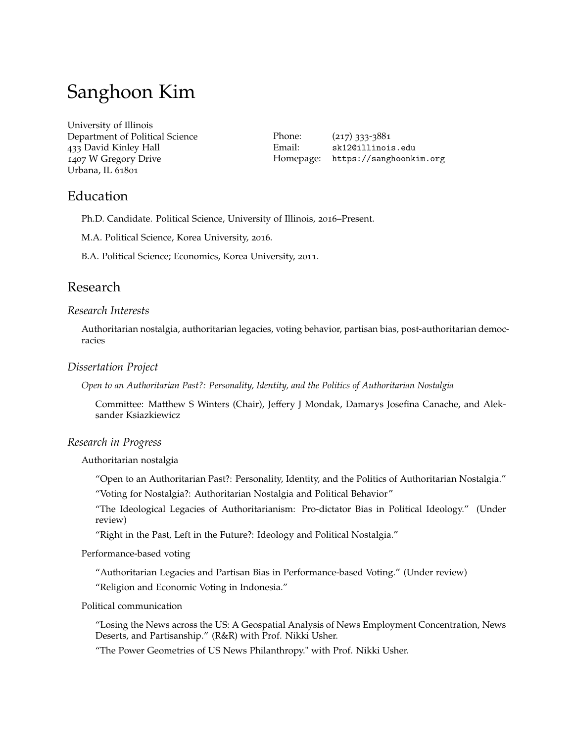# Sanghoon Kim

University of Illinois
Department of Political Science
433 David Kinley Hall
1407 W Gregory Drive
Urbana, IL 61801

Phone: (217) 333-3881
Email: sk12@illinois.edu
Homepage: https://sanghoonkim.org

## Education

Ph.D. Candidate. Political Science, University of Illinois, 2016–Present.

M.A. Political Science, Korea University, 2016.

B.A. Political Science; Economics, Korea University, 2011.

## Research

### *Research Interests*

Authoritarian nostalgia, authoritarian legacies, voting behavior, partisan bias, post-authoritarian democracies

### *Dissertation Project*

*Open to an Authoritarian Past?: Personality, Identity, and the Politics of Authoritarian Nostalgia*

Committee: Matthew S Winters (Chair), Jeffery J Mondak, Damarys Josefina Canache, and Aleksander Ksiazkiewicz

### *Research in Progress*

Authoritarian nostalgia

"Open to an Authoritarian Past?: Personality, Identity, and the Politics of Authoritarian Nostalgia."

"Voting for Nostalgia?: Authoritarian Nostalgia and Political Behavior"

"The Ideological Legacies of Authoritarianism: Pro-dictator Bias in Political Ideology." (Under review)

"Right in the Past, Left in the Future?: Ideology and Political Nostalgia."

Performance-based voting

"Authoritarian Legacies and Partisan Bias in Performance-based Voting." (Under review)

"Religion and Economic Voting in Indonesia."

Political communication

"Losing the News across the US: A Geospatial Analysis of News Employment Concentration, News Deserts, and Partisanship." (R&R) with Prof. Nikki Usher.

"The Power Geometries of US News Philanthropy." with Prof. Nikki Usher.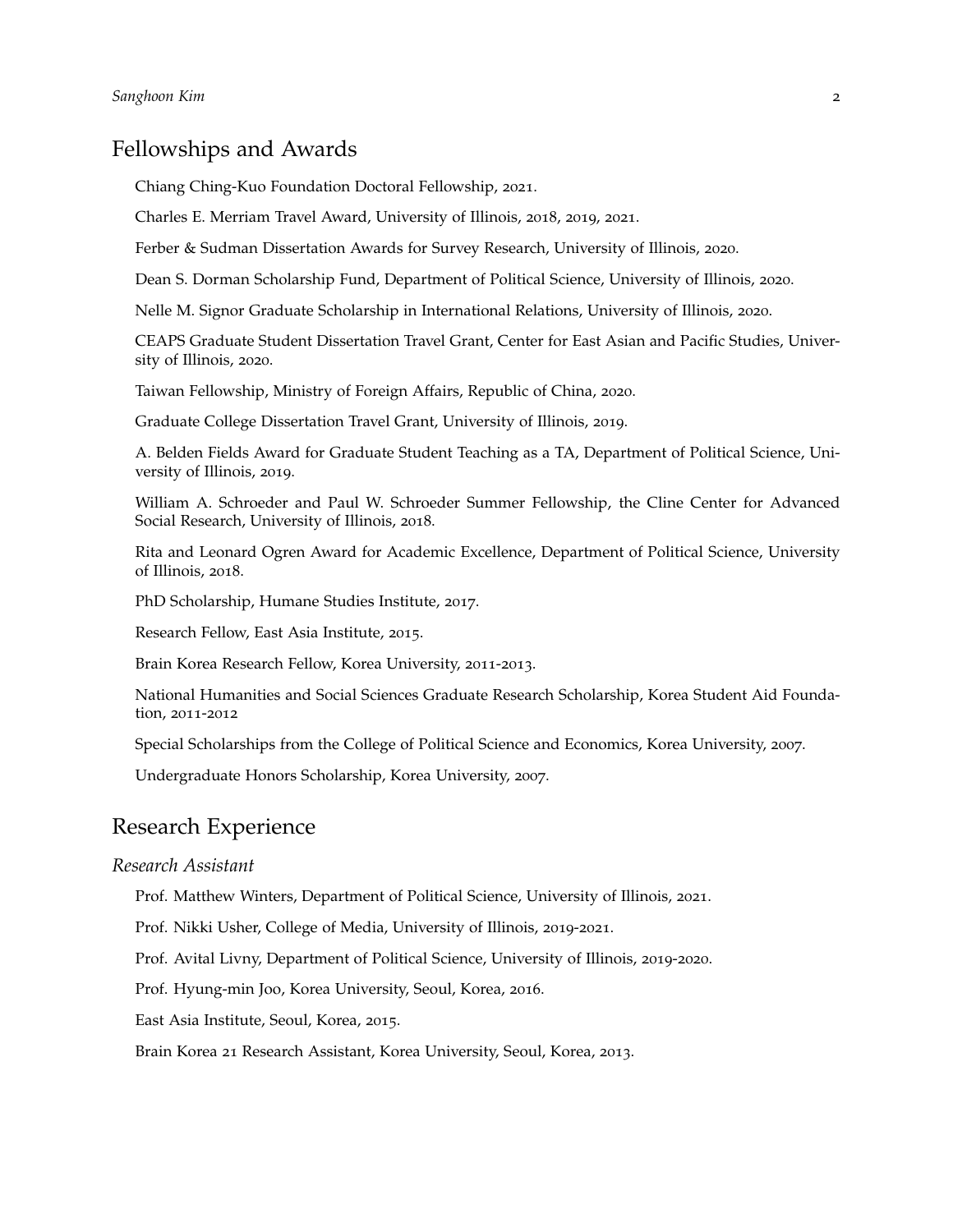## Fellowships and Awards

Chiang Ching-Kuo Foundation Doctoral Fellowship, 2021.

Charles E. Merriam Travel Award, University of Illinois, 2018, 2019, 2021.

Ferber & Sudman Dissertation Awards for Survey Research, University of Illinois, 2020.

Dean S. Dorman Scholarship Fund, Department of Political Science, University of Illinois, 2020.

Nelle M. Signor Graduate Scholarship in International Relations, University of Illinois, 2020.

CEAPS Graduate Student Dissertation Travel Grant, Center for East Asian and Pacific Studies, University of Illinois, 2020.

Taiwan Fellowship, Ministry of Foreign Affairs, Republic of China, 2020.

Graduate College Dissertation Travel Grant, University of Illinois, 2019.

A. Belden Fields Award for Graduate Student Teaching as a TA, Department of Political Science, University of Illinois, 2019.

William A. Schroeder and Paul W. Schroeder Summer Fellowship, the Cline Center for Advanced Social Research, University of Illinois, 2018.

Rita and Leonard Ogren Award for Academic Excellence, Department of Political Science, University of Illinois, 2018.

PhD Scholarship, Humane Studies Institute, 2017.

Research Fellow, East Asia Institute, 2015.

Brain Korea Research Fellow, Korea University, 2011-2013.

National Humanities and Social Sciences Graduate Research Scholarship, Korea Student Aid Foundation, 2011-2012

Special Scholarships from the College of Political Science and Economics, Korea University, 2007.

Undergraduate Honors Scholarship, Korea University, 2007.

## Research Experience

*Research Assistant*

Prof. Matthew Winters, Department of Political Science, University of Illinois, 2021.

Prof. Nikki Usher, College of Media, University of Illinois, 2019-2021.

Prof. Avital Livny, Department of Political Science, University of Illinois, 2019-2020.

Prof. Hyung-min Joo, Korea University, Seoul, Korea, 2016.

East Asia Institute, Seoul, Korea, 2015.

Brain Korea 21 Research Assistant, Korea University, Seoul, Korea, 2013.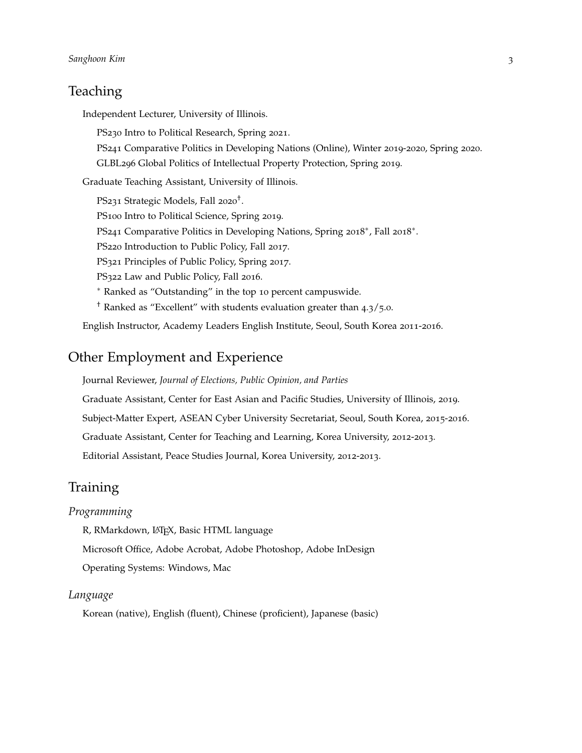## Teaching

Independent Lecturer, University of Illinois.

PS230 Intro to Political Research, Spring 2021.

PS241 Comparative Politics in Developing Nations (Online), Winter 2019-2020, Spring 2020.

GLBL296 Global Politics of Intellectual Property Protection, Spring 2019.

Graduate Teaching Assistant, University of Illinois.

PS231 Strategic Models, Fall 2020†.

PS100 Intro to Political Science, Spring 2019.

PS241 Comparative Politics in Developing Nations, Spring 2018*, Fall 2018*.

PS220 Introduction to Public Policy, Fall 2017.

PS321 Principles of Public Policy, Spring 2017.

PS322 Law and Public Policy, Fall 2016.

* Ranked as "Outstanding" in the top 10 percent campuswide.

† Ranked as "Excellent" with students evaluation greater than 4.3/5.0.

English Instructor, Academy Leaders English Institute, Seoul, South Korea 2011-2016.

## Other Employment and Experience

Journal Reviewer, *Journal of Elections, Public Opinion, and Parties*

Graduate Assistant, Center for East Asian and Pacific Studies, University of Illinois, 2019.

Subject-Matter Expert, ASEAN Cyber University Secretariat, Seoul, South Korea, 2015-2016.

Graduate Assistant, Center for Teaching and Learning, Korea University, 2012-2013.

Editorial Assistant, Peace Studies Journal, Korea University, 2012-2013.

## Training

### *Programming*

R, RMarkdown, LaTeX, Basic HTML language

Microsoft Office, Adobe Acrobat, Adobe Photoshop, Adobe InDesign

Operating Systems: Windows, Mac

### *Language*

Korean (native), English (fluent), Chinese (proficient), Japanese (basic)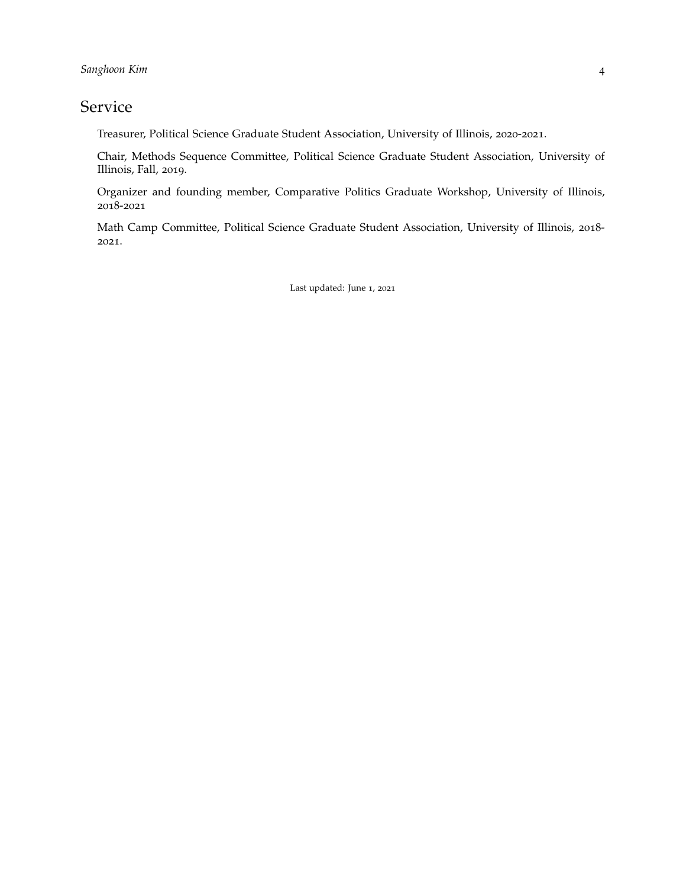## Service

Treasurer, Political Science Graduate Student Association, University of Illinois, 2020-2021.

Chair, Methods Sequence Committee, Political Science Graduate Student Association, University of Illinois, Fall, 2019.

Organizer and founding member, Comparative Politics Graduate Workshop, University of Illinois, 2018-2021

Math Camp Committee, Political Science Graduate Student Association, University of Illinois, 2018-2021.

Last updated: June 1, 2021